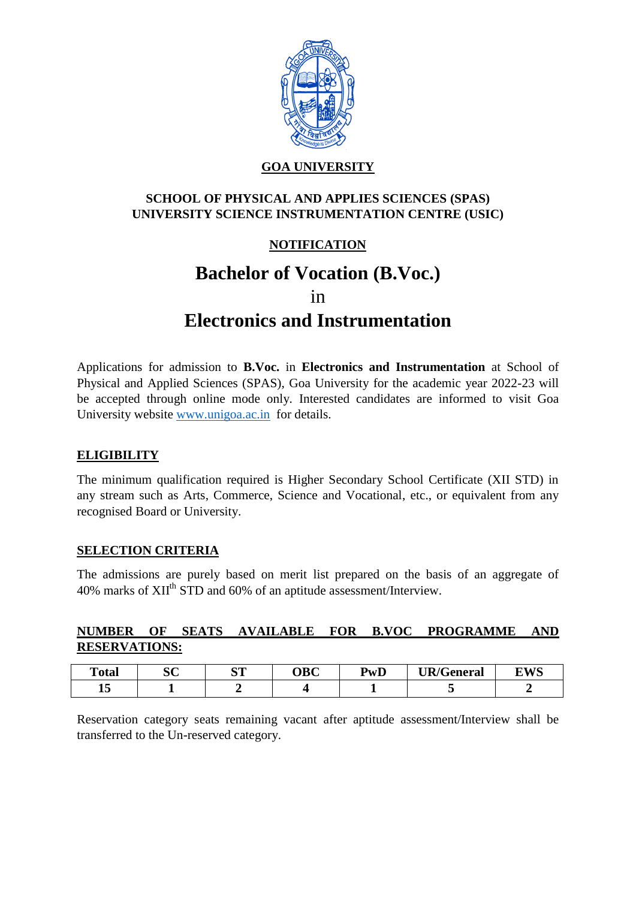# GOA UNIVERSITY

## SCHOOL OF PHYSICAL AND APPLIES SCIENCES (SPAS)
## UNIVERSITY SCIENCE INSTRUMENTATION CENTRE (USIC)

## NOTIFICATION

# Bachelor of Vocation (B.Voc.)
in
# Electronics and Instrumentation

Applications for admission to **B.Voc.** in **Electronics and Instrumentation** at School of Physical and Applied Sciences (SPAS), Goa University for the academic year 2022-23 will be accepted through online mode only. Interested candidates are informed to visit Goa University website www.unigoa.ac.in for details.

### ELIGIBILITY

The minimum qualification required is Higher Secondary School Certificate (XII STD) in any stream such as Arts, Commerce, Science and Vocational, etc., or equivalent from any recognised Board or University.

### SELECTION CRITERIA

The admissions are purely based on merit list prepared on the basis of an aggregate of 40% marks of XII$^{th}$ STD and 60% of an aptitude assessment/Interview.

### NUMBER OF SEATS AVAILABLE FOR B.VOC PROGRAMME AND RESERVATIONS:

| Total | SC | ST | OBC | PwD | UR/General | EWS |
|---|---|---|---|---|---|---|
| 15 | 1 | 2 | 4 | 1 | 5 | 2 |

Reservation category seats remaining vacant after aptitude assessment/Interview shall be transferred to the Un-reserved category.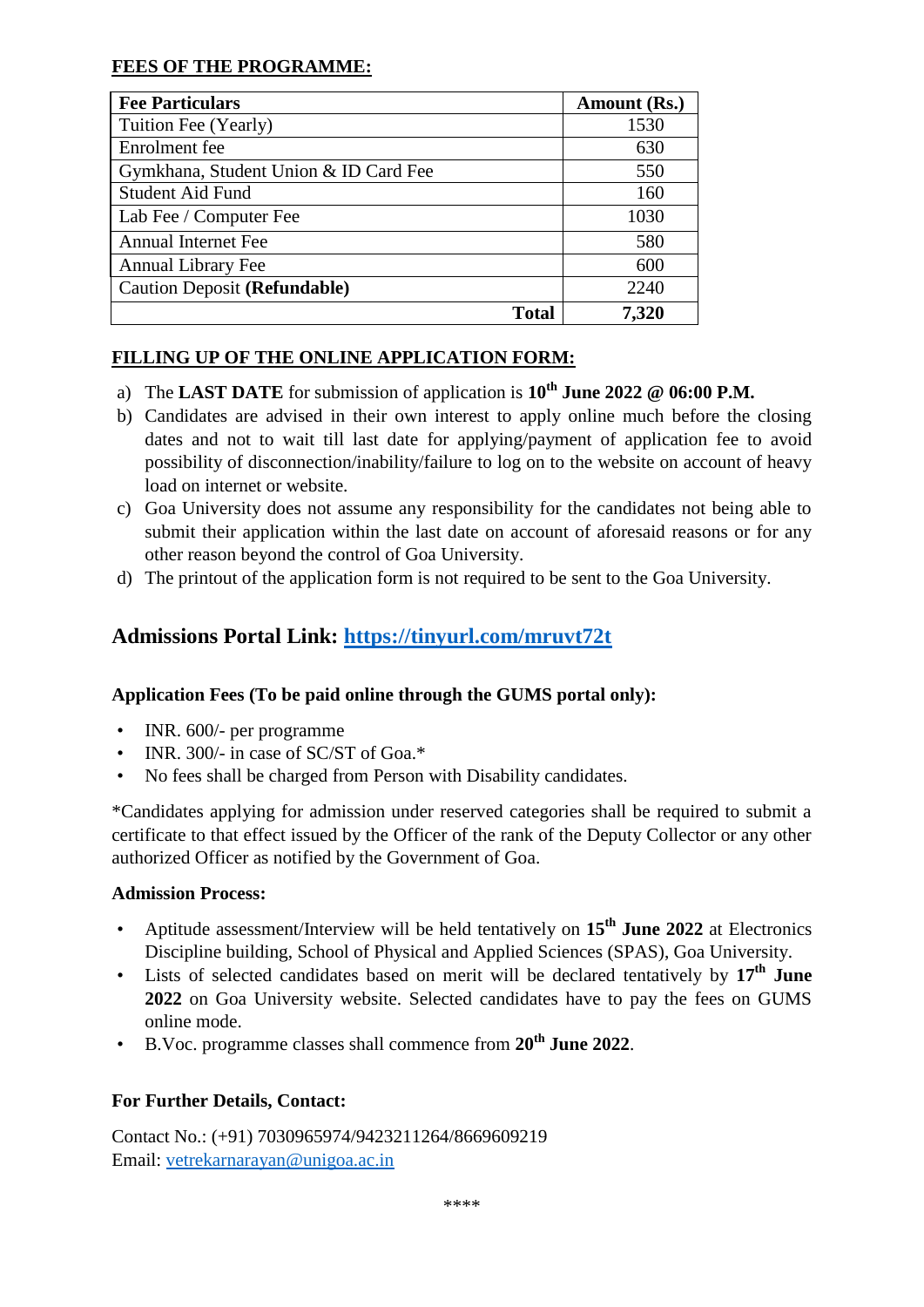**FEES OF THE PROGRAMME:**

| Fee Particulars | Amount (Rs.) |
|---|---|
| Tuition Fee (Yearly) | 1530 |
| Enrolment fee | 630 |
| Gymkhana, Student Union & ID Card Fee | 550 |
| Student Aid Fund | 160 |
| Lab Fee / Computer Fee | 1030 |
| Annual Internet Fee | 580 |
| Annual Library Fee | 600 |
| Caution Deposit **(Refundable)** | 2240 |
| **Total** | **7,320** |

**FILLING UP OF THE ONLINE APPLICATION FORM:**

a) The **LAST DATE** for submission of application is **10th June 2022 @ 06:00 P.M.**

b) Candidates are advised in their own interest to apply online much before the closing dates and not to wait till last date for applying/payment of application fee to avoid possibility of disconnection/inability/failure to log on to the website on account of heavy load on internet or website.

c) Goa University does not assume any responsibility for the candidates not being able to submit their application within the last date on account of aforesaid reasons or for any other reason beyond the control of Goa University.

d) The printout of the application form is not required to be sent to the Goa University.

## Admissions Portal Link: https://tinyurl.com/mruvt72t

**Application Fees (To be paid online through the GUMS portal only):**

- INR. 600/- per programme
- INR. 300/- in case of SC/ST of Goa.*
- No fees shall be charged from Person with Disability candidates.

*Candidates applying for admission under reserved categories shall be required to submit a certificate to that effect issued by the Officer of the rank of the Deputy Collector or any other authorized Officer as notified by the Government of Goa.

**Admission Process:**

- Aptitude assessment/Interview will be held tentatively on **15th June 2022** at Electronics Discipline building, School of Physical and Applied Sciences (SPAS), Goa University.
- Lists of selected candidates based on merit will be declared tentatively by **17th June 2022** on Goa University website. Selected candidates have to pay the fees on GUMS online mode.
- B.Voc. programme classes shall commence from **20th June 2022**.

**For Further Details, Contact:**

Contact No.: (+91) 7030965974/9423211264/8669609219
Email: vetrekarnarayan@unigoa.ac.in

****